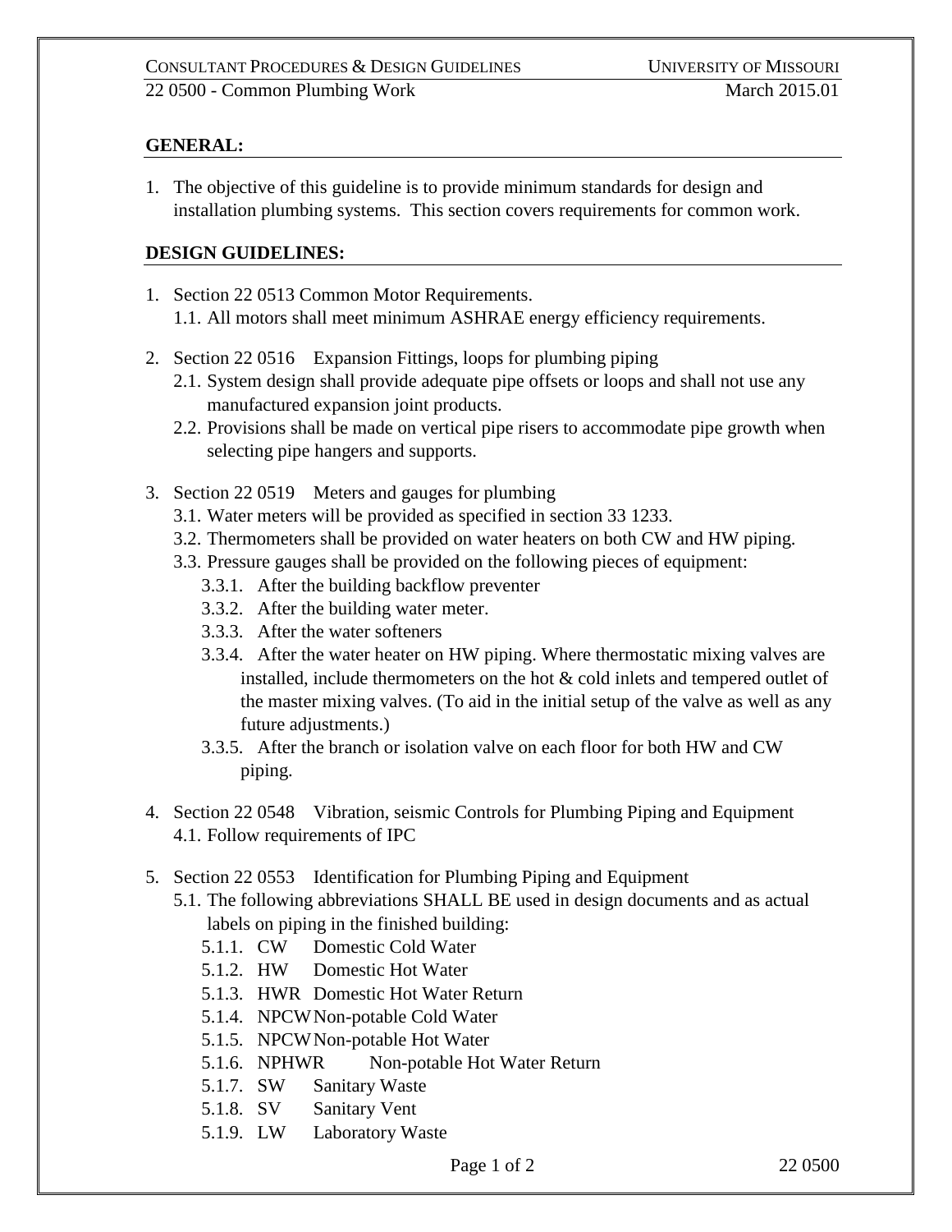## GENERAL:

1. The objective of this guideline is to provide minimum standards for design and installation plumbing systems. This section covers requirements for common work.

## DESIGN GUIDELINES:

1. Section 22 0513 Common Motor Requirements.
   - 1.1. All motors shall meet minimum ASHRAE energy efficiency requirements.
2. Section 22 0516 Expansion Fittings, loops for plumbing piping
   - 2.1. System design shall provide adequate pipe offsets or loops and shall not use any manufactured expansion joint products.
   - 2.2. Provisions shall be made on vertical pipe risers to accommodate pipe growth when selecting pipe hangers and supports.
3. Section 22 0519 Meters and gauges for plumbing
   - 3.1. Water meters will be provided as specified in section 33 1233.
   - 3.2. Thermometers shall be provided on water heaters on both CW and HW piping.
   - 3.3. Pressure gauges shall be provided on the following pieces of equipment:
     - 3.3.1. After the building backflow preventer
     - 3.3.2. After the building water meter.
     - 3.3.3. After the water softeners
     - 3.3.4. After the water heater on HW piping. Where thermostatic mixing valves are installed, include thermometers on the hot & cold inlets and tempered outlet of the master mixing valves. (To aid in the initial setup of the valve as well as any future adjustments.)
     - 3.3.5. After the branch or isolation valve on each floor for both HW and CW piping.
4. Section 22 0548 Vibration, seismic Controls for Plumbing Piping and Equipment
   - 4.1. Follow requirements of IPC
5. Section 22 0553 Identification for Plumbing Piping and Equipment
   - 5.1. The following abbreviations SHALL BE used in design documents and as actual labels on piping in the finished building:
     - 5.1.1. CW Domestic Cold Water
     - 5.1.2. HW Domestic Hot Water
     - 5.1.3. HWR Domestic Hot Water Return
     - 5.1.4. NPCW Non-potable Cold Water
     - 5.1.5. NPCW Non-potable Hot Water
     - 5.1.6. NPHWR Non-potable Hot Water Return
     - 5.1.7. SW Sanitary Waste
     - 5.1.8. SV Sanitary Vent
     - 5.1.9. LW Laboratory Waste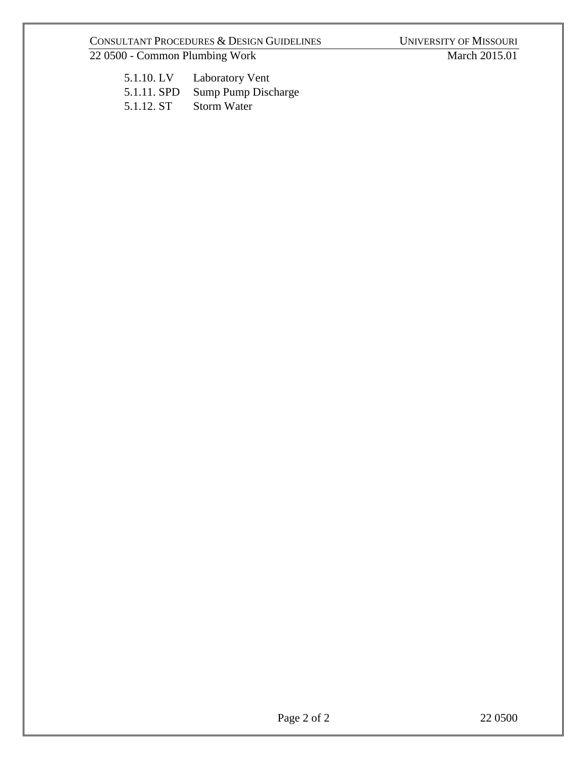5.1.10. LV Laboratory Vent
5.1.11. SPD Sump Pump Discharge
5.1.12. ST Storm Water